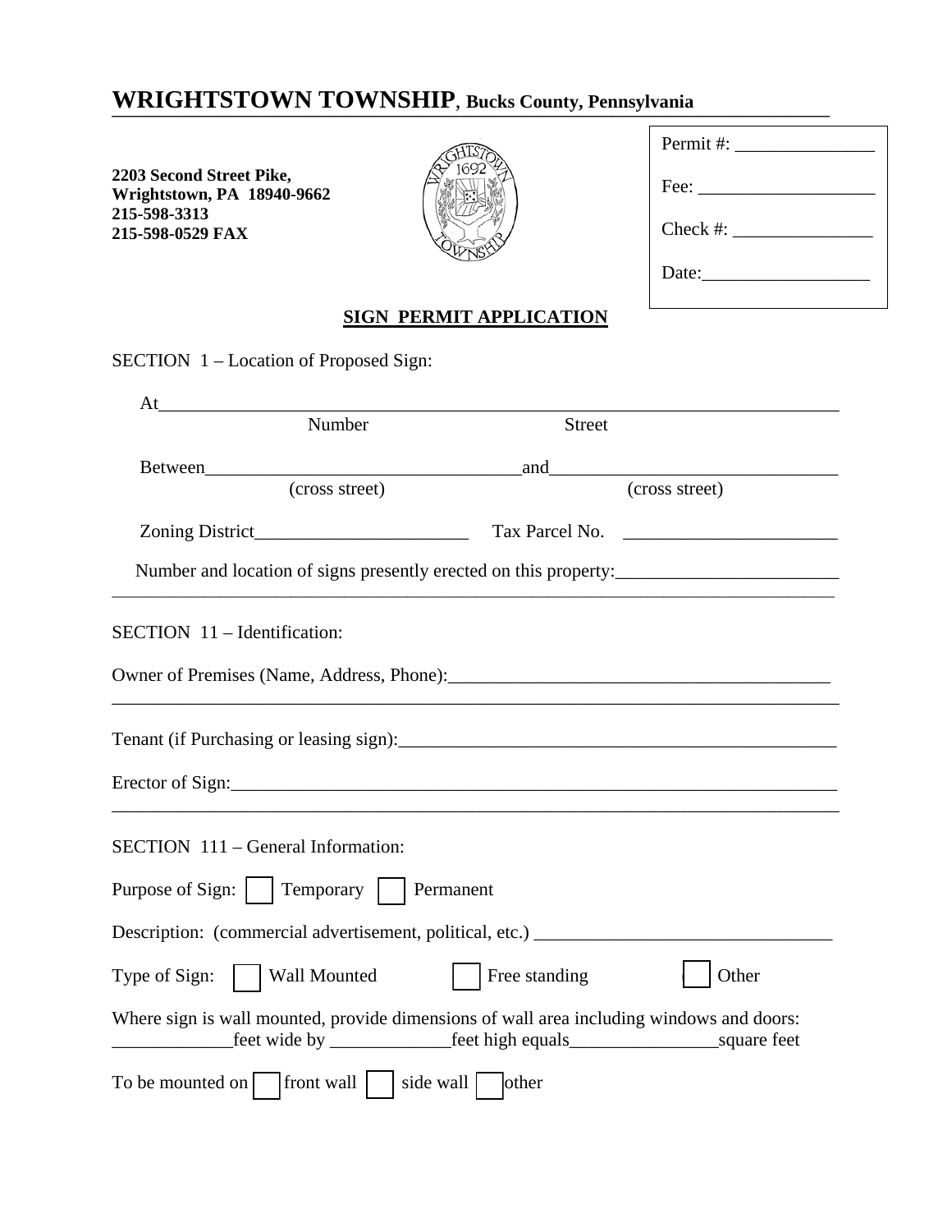# WRIGHTSTOWN TOWNSHIP, Bucks County, Pennsylvania

**2203 Second Street Pike,**
**Wrightstown, PA 18940-9662**
**215-598-3313**
**215-598-0529 FAX**

Permit #: _______________

Fee: ___________________

Check #: _______________

Date:__________________

## SIGN PERMIT APPLICATION

SECTION 1 – Location of Proposed Sign:

At_____________________________________________________________________________
Number Street

Between_________________________________and______________________________
(cross street) (cross street)

Zoning District_______________________ Tax Parcel No. _______________________

Number and location of signs presently erected on this property:________________________
_______________________________________________________________________________

SECTION 11 – Identification:

Owner of Premises (Name, Address, Phone):_________________________________________
_______________________________________________________________________________

Tenant (if Purchasing or leasing sign):______________________________________________

Erector of Sign:_______________________________________________________________
_______________________________________________________________________________

SECTION 111 – General Information:

Purpose of Sign: ☐ Temporary ☐ Permanent

Description: (commercial advertisement, political, etc.) _______________________________

Type of Sign: ☐ Wall Mounted ☐ Free standing ☐ Other

Where sign is wall mounted, provide dimensions of wall area including windows and doors:
_____________feet wide by _____________feet high equals________________square feet

To be mounted on ☐ front wall ☐ side wall ☐ other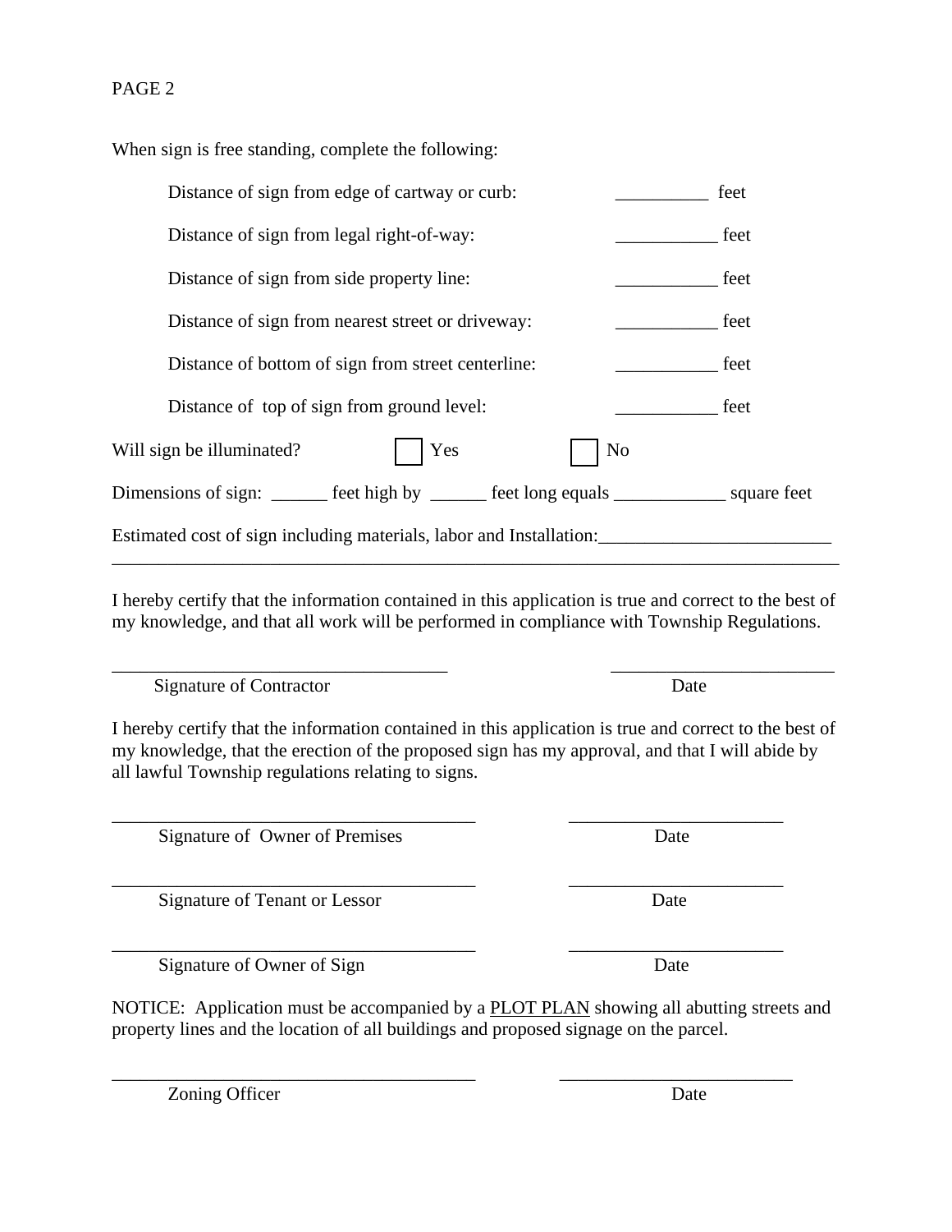PAGE 2

When sign is free standing, complete the following:

Distance of sign from edge of cartway or curb: __________ feet

Distance of sign from legal right-of-way: ___________ feet

Distance of sign from side property line: ___________ feet

Distance of sign from nearest street or driveway: ___________ feet

Distance of bottom of sign from street centerline: ___________ feet

Distance of top of sign from ground level: ___________ feet

Will sign be illuminated? ☐ Yes ☐ No

Dimensions of sign: ______ feet high by ______ feet long equals ____________ square feet

Estimated cost of sign including materials, labor and Installation:_________________________

_______________________________________________________________________________

I hereby certify that the information contained in this application is true and correct to the best of my knowledge, and that all work will be performed in compliance with Township Regulations.

____________________________________ ________________________

Signature of Contractor Date

I hereby certify that the information contained in this application is true and correct to the best of my knowledge, that the erection of the proposed sign has my approval, and that I will abide by all lawful Township regulations relating to signs.

_______________________________________ _______________________

Signature of Owner of Premises Date

_______________________________________ _______________________

Signature of Tenant or Lessor Date

_______________________________________ _______________________

Signature of Owner of Sign Date

NOTICE: Application must be accompanied by a PLOT PLAN showing all abutting streets and property lines and the location of all buildings and proposed signage on the parcel.

_______________________________________ _________________________

Zoning Officer Date